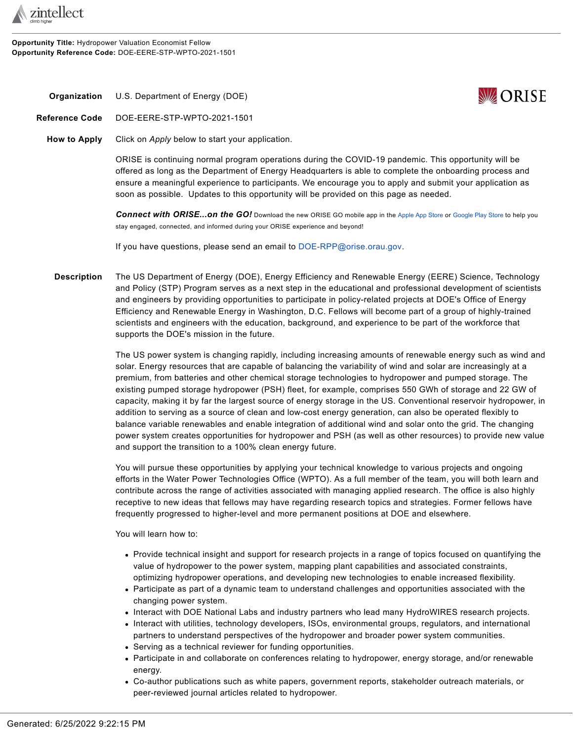**Opportunity Title:** Hydropower Valuation Economist Fellow
**Opportunity Reference Code:** DOE-EERE-STP-WPTO-2021-1501

**Organization** U.S. Department of Energy (DOE)

**Reference Code** DOE-EERE-STP-WPTO-2021-1501

**How to Apply** Click on *Apply* below to start your application.

ORISE is continuing normal program operations during the COVID-19 pandemic. This opportunity will be offered as long as the Department of Energy Headquarters is able to complete the onboarding process and ensure a meaningful experience to participants. We encourage you to apply and submit your application as soon as possible. Updates to this opportunity will be provided on this page as needed.

***Connect with ORISE...on the GO!*** Download the new ORISE GO mobile app in the Apple App Store or Google Play Store to help you stay engaged, connected, and informed during your ORISE experience and beyond!

If you have questions, please send an email to DOE-RPP@orise.orau.gov.

**Description** The US Department of Energy (DOE), Energy Efficiency and Renewable Energy (EERE) Science, Technology and Policy (STP) Program serves as a next step in the educational and professional development of scientists and engineers by providing opportunities to participate in policy-related projects at DOE's Office of Energy Efficiency and Renewable Energy in Washington, D.C. Fellows will become part of a group of highly-trained scientists and engineers with the education, background, and experience to be part of the workforce that supports the DOE's mission in the future.

The US power system is changing rapidly, including increasing amounts of renewable energy such as wind and solar. Energy resources that are capable of balancing the variability of wind and solar are increasingly at a premium, from batteries and other chemical storage technologies to hydropower and pumped storage. The existing pumped storage hydropower (PSH) fleet, for example, comprises 550 GWh of storage and 22 GW of capacity, making it by far the largest source of energy storage in the US. Conventional reservoir hydropower, in addition to serving as a source of clean and low-cost energy generation, can also be operated flexibly to balance variable renewables and enable integration of additional wind and solar onto the grid. The changing power system creates opportunities for hydropower and PSH (as well as other resources) to provide new value and support the transition to a 100% clean energy future.

You will pursue these opportunities by applying your technical knowledge to various projects and ongoing efforts in the Water Power Technologies Office (WPTO). As a full member of the team, you will both learn and contribute across the range of activities associated with managing applied research. The office is also highly receptive to new ideas that fellows may have regarding research topics and strategies. Former fellows have frequently progressed to higher-level and more permanent positions at DOE and elsewhere.

You will learn how to:

- Provide technical insight and support for research projects in a range of topics focused on quantifying the value of hydropower to the power system, mapping plant capabilities and associated constraints, optimizing hydropower operations, and developing new technologies to enable increased flexibility.
- Participate as part of a dynamic team to understand challenges and opportunities associated with the changing power system.
- Interact with DOE National Labs and industry partners who lead many HydroWIRES research projects.
- Interact with utilities, technology developers, ISOs, environmental groups, regulators, and international partners to understand perspectives of the hydropower and broader power system communities.
- Serving as a technical reviewer for funding opportunities.
- Participate in and collaborate on conferences relating to hydropower, energy storage, and/or renewable energy.
- Co-author publications such as white papers, government reports, stakeholder outreach materials, or peer-reviewed journal articles related to hydropower.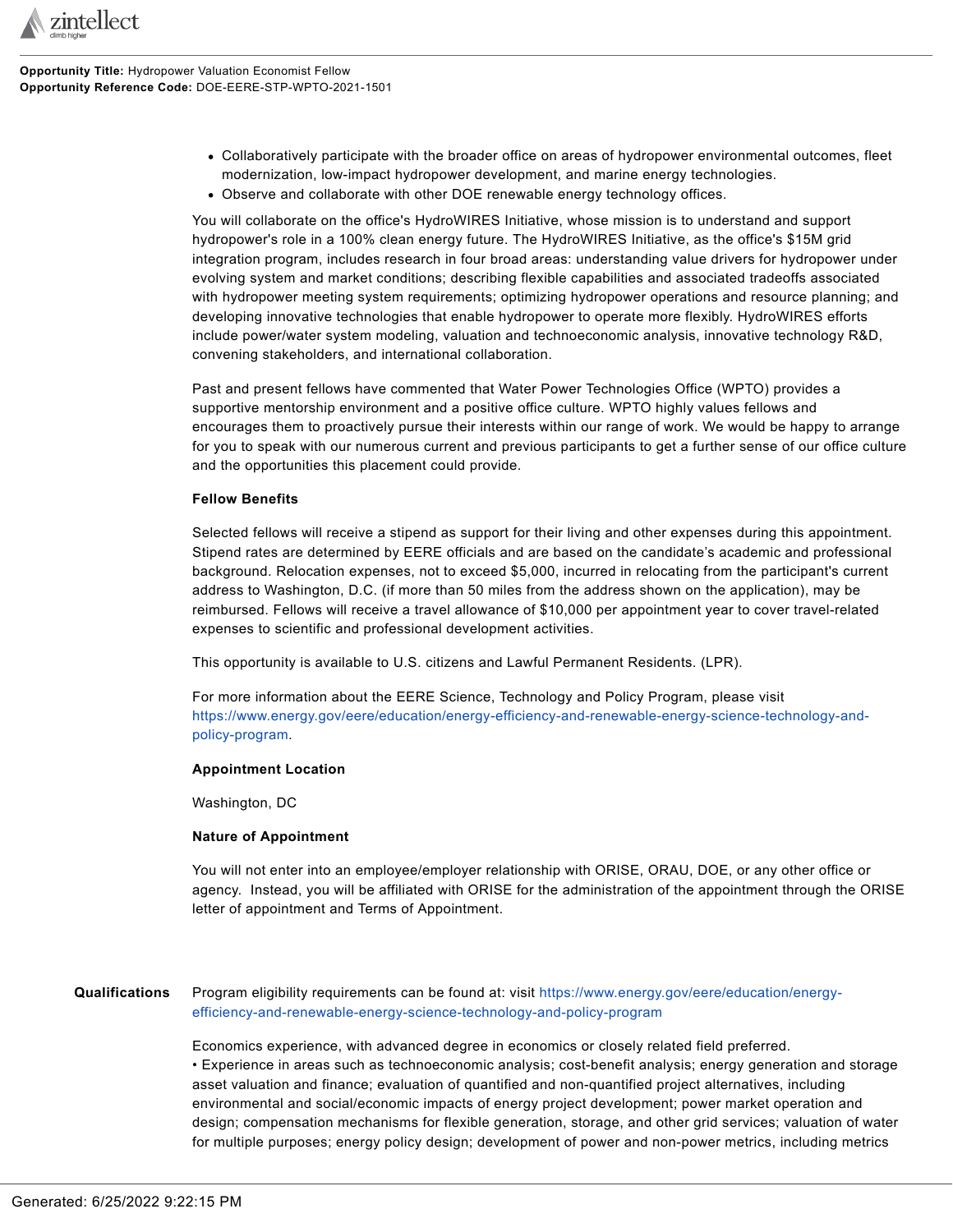- Collaboratively participate with the broader office on areas of hydropower environmental outcomes, fleet modernization, low-impact hydropower development, and marine energy technologies.
- Observe and collaborate with other DOE renewable energy technology offices.

You will collaborate on the office's HydroWIRES Initiative, whose mission is to understand and support hydropower's role in a 100% clean energy future. The HydroWIRES Initiative, as the office's $15M grid integration program, includes research in four broad areas: understanding value drivers for hydropower under evolving system and market conditions; describing flexible capabilities and associated tradeoffs associated with hydropower meeting system requirements; optimizing hydropower operations and resource planning; and developing innovative technologies that enable hydropower to operate more flexibly. HydroWIRES efforts include power/water system modeling, valuation and technoeconomic analysis, innovative technology R&D, convening stakeholders, and international collaboration.

Past and present fellows have commented that Water Power Technologies Office (WPTO) provides a supportive mentorship environment and a positive office culture. WPTO highly values fellows and encourages them to proactively pursue their interests within our range of work. We would be happy to arrange for you to speak with our numerous current and previous participants to get a further sense of our office culture and the opportunities this placement could provide.

**Fellow Benefits**

Selected fellows will receive a stipend as support for their living and other expenses during this appointment. Stipend rates are determined by EERE officials and are based on the candidate's academic and professional background. Relocation expenses, not to exceed $5,000, incurred in relocating from the participant's current address to Washington, D.C. (if more than 50 miles from the address shown on the application), may be reimbursed. Fellows will receive a travel allowance of $10,000 per appointment year to cover travel-related expenses to scientific and professional development activities.

This opportunity is available to U.S. citizens and Lawful Permanent Residents. (LPR).

For more information about the EERE Science, Technology and Policy Program, please visit https://www.energy.gov/eere/education/energy-efficiency-and-renewable-energy-science-technology-and-policy-program.

**Appointment Location**

Washington, DC

**Nature of Appointment**

You will not enter into an employee/employer relationship with ORISE, ORAU, DOE, or any other office or agency. Instead, you will be affiliated with ORISE for the administration of the appointment through the ORISE letter of appointment and Terms of Appointment.

**Qualifications**

Program eligibility requirements can be found at: visit https://www.energy.gov/eere/education/energy-efficiency-and-renewable-energy-science-technology-and-policy-program

Economics experience, with advanced degree in economics or closely related field preferred.
• Experience in areas such as technoeconomic analysis; cost-benefit analysis; energy generation and storage asset valuation and finance; evaluation of quantified and non-quantified project alternatives, including environmental and social/economic impacts of energy project development; power market operation and design; compensation mechanisms for flexible generation, storage, and other grid services; valuation of water for multiple purposes; energy policy design; development of power and non-power metrics, including metrics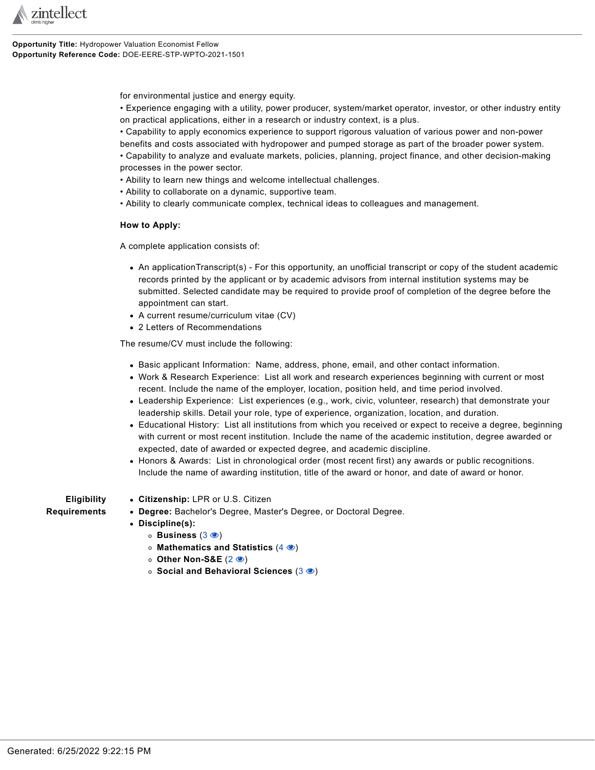for environmental justice and energy equity.
• Experience engaging with a utility, power producer, system/market operator, investor, or other industry entity on practical applications, either in a research or industry context, is a plus.
• Capability to apply economics experience to support rigorous valuation of various power and non-power benefits and costs associated with hydropower and pumped storage as part of the broader power system.
• Capability to analyze and evaluate markets, policies, planning, project finance, and other decision-making processes in the power sector.
• Ability to learn new things and welcome intellectual challenges.
• Ability to collaborate on a dynamic, supportive team.
• Ability to clearly communicate complex, technical ideas to colleagues and management.

**How to Apply:**

A complete application consists of:

- An applicationTranscript(s) - For this opportunity, an unofficial transcript or copy of the student academic records printed by the applicant or by academic advisors from internal institution systems may be submitted. Selected candidate may be required to provide proof of completion of the degree before the appointment can start.
- A current resume/curriculum vitae (CV)
- 2 Letters of Recommendations

The resume/CV must include the following:

- Basic applicant Information: Name, address, phone, email, and other contact information.
- Work & Research Experience: List all work and research experiences beginning with current or most recent. Include the name of the employer, location, position held, and time period involved.
- Leadership Experience: List experiences (e.g., work, civic, volunteer, research) that demonstrate your leadership skills. Detail your role, type of experience, organization, location, and duration.
- Educational History: List all institutions from which you received or expect to receive a degree, beginning with current or most recent institution. Include the name of the academic institution, degree awarded or expected, date of awarded or expected degree, and academic discipline.
- Honors & Awards: List in chronological order (most recent first) any awards or public recognitions. Include the name of awarding institution, title of the award or honor, and date of award or honor.

**Eligibility Requirements**

- **Citizenship:** LPR or U.S. Citizen
- **Degree:** Bachelor's Degree, Master's Degree, or Doctoral Degree.
- **Discipline(s):**
  - **Business** (3)
  - **Mathematics and Statistics** (4)
  - **Other Non-S&E** (2)
  - **Social and Behavioral Sciences** (3)